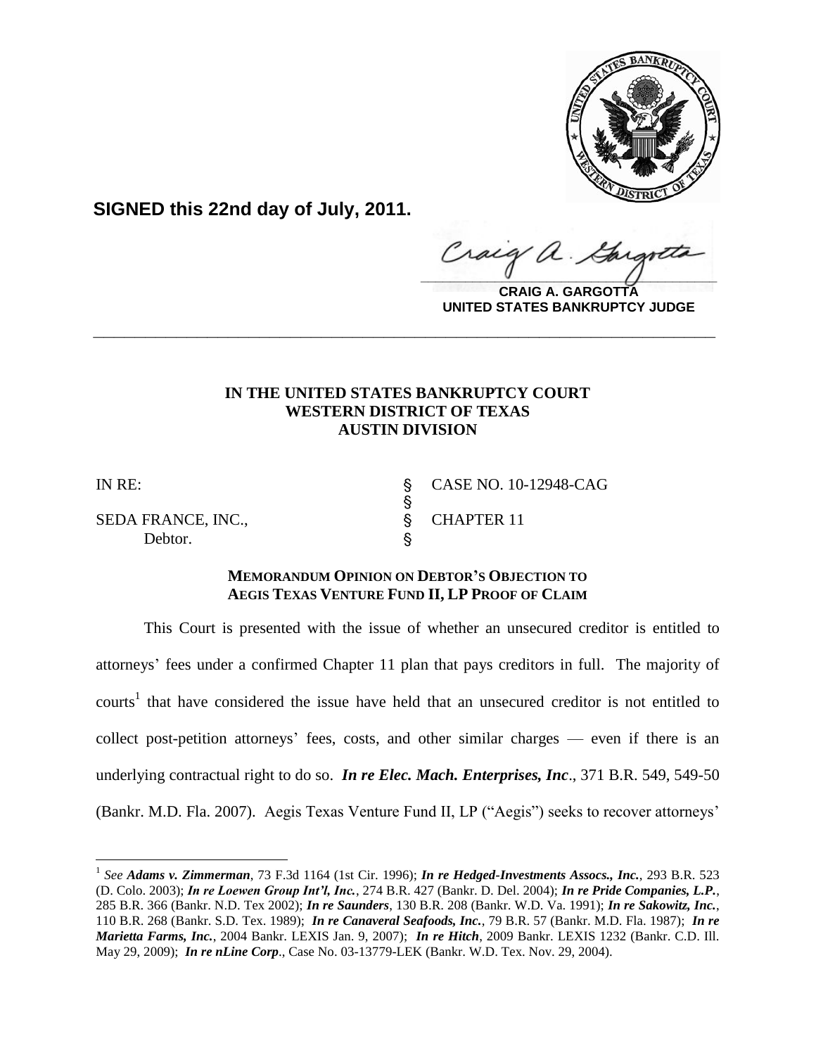**SIGNED this 22nd day of July, 2011.**

**CRAIG A. GARGOTTA**
**UNITED STATES BANKRUPTCY JUDGE**

---

**IN THE UNITED STATES BANKRUPTCY COURT**
**WESTERN DISTRICT OF TEXAS**
**AUSTIN DIVISION**

| | | |
|---|---|---|
| IN RE: | § | CASE NO. 10-12948-CAG |
| | § | |
| SEDA FRANCE, INC., | § | CHAPTER 11 |
| Debtor. | § | |

**MEMORANDUM OPINION ON DEBTOR'S OBJECTION TO AEGIS TEXAS VENTURE FUND II, LP PROOF OF CLAIM**

This Court is presented with the issue of whether an unsecured creditor is entitled to attorneys' fees under a confirmed Chapter 11 plan that pays creditors in full. The majority of courts[1] that have considered the issue have held that an unsecured creditor is not entitled to collect post-petition attorneys' fees, costs, and other similar charges — even if there is an underlying contractual right to do so. ***In re Elec. Mach. Enterprises, Inc***., 371 B.R. 549, 549-50 (Bankr. M.D. Fla. 2007). Aegis Texas Venture Fund II, LP ("Aegis") seeks to recover attorneys'

---

[1] *See* ***Adams v. Zimmerman***, 73 F.3d 1164 (1st Cir. 1996); ***In re Hedged-Investments Assocs., Inc.***, 293 B.R. 523 (D. Colo. 2003); ***In re Loewen Group Int'l, Inc.***, 274 B.R. 427 (Bankr. D. Del. 2004); ***In re Pride Companies, L.P.***, 285 B.R. 366 (Bankr. N.D. Tex 2002); ***In re Saunders***, 130 B.R. 208 (Bankr. W.D. Va. 1991); ***In re Sakowitz, Inc.***, 110 B.R. 268 (Bankr. S.D. Tex. 1989); ***In re Canaveral Seafoods, Inc.***, 79 B.R. 57 (Bankr. M.D. Fla. 1987); ***In re Marietta Farms, Inc.***, 2004 Bankr. LEXIS Jan. 9, 2007); ***In re Hitch***, 2009 Bankr. LEXIS 1232 (Bankr. C.D. Ill. May 29, 2009); ***In re nLine Corp***., Case No. 03-13779-LEK (Bankr. W.D. Tex. Nov. 29, 2004).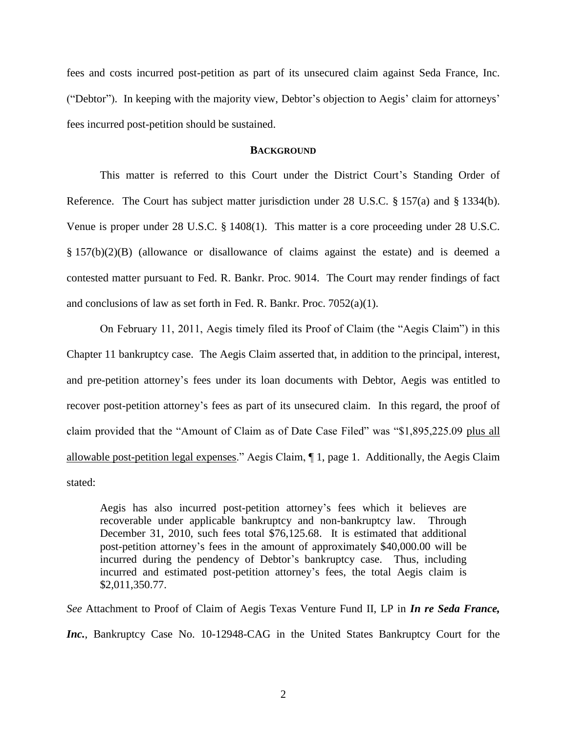fees and costs incurred post-petition as part of its unsecured claim against Seda France, Inc. ("Debtor"). In keeping with the majority view, Debtor's objection to Aegis' claim for attorneys' fees incurred post-petition should be sustained.

## BACKGROUND

This matter is referred to this Court under the District Court's Standing Order of Reference. The Court has subject matter jurisdiction under 28 U.S.C. § 157(a) and § 1334(b). Venue is proper under 28 U.S.C. § 1408(1). This matter is a core proceeding under 28 U.S.C. § 157(b)(2)(B) (allowance or disallowance of claims against the estate) and is deemed a contested matter pursuant to Fed. R. Bankr. Proc. 9014. The Court may render findings of fact and conclusions of law as set forth in Fed. R. Bankr. Proc. 7052(a)(1).

On February 11, 2011, Aegis timely filed its Proof of Claim (the "Aegis Claim") in this Chapter 11 bankruptcy case. The Aegis Claim asserted that, in addition to the principal, interest, and pre-petition attorney's fees under its loan documents with Debtor, Aegis was entitled to recover post-petition attorney's fees as part of its unsecured claim. In this regard, the proof of claim provided that the "Amount of Claim as of Date Case Filed" was "$1,895,225.09 plus all allowable post-petition legal expenses." Aegis Claim, ¶ 1, page 1. Additionally, the Aegis Claim stated:

> Aegis has also incurred post-petition attorney's fees which it believes are recoverable under applicable bankruptcy and non-bankruptcy law. Through December 31, 2010, such fees total $76,125.68. It is estimated that additional post-petition attorney's fees in the amount of approximately $40,000.00 will be incurred during the pendency of Debtor's bankruptcy case. Thus, including incurred and estimated post-petition attorney's fees, the total Aegis claim is $2,011,350.77.

*See* Attachment to Proof of Claim of Aegis Texas Venture Fund II, LP in ***In re Seda France, Inc.***, Bankruptcy Case No. 10-12948-CAG in the United States Bankruptcy Court for the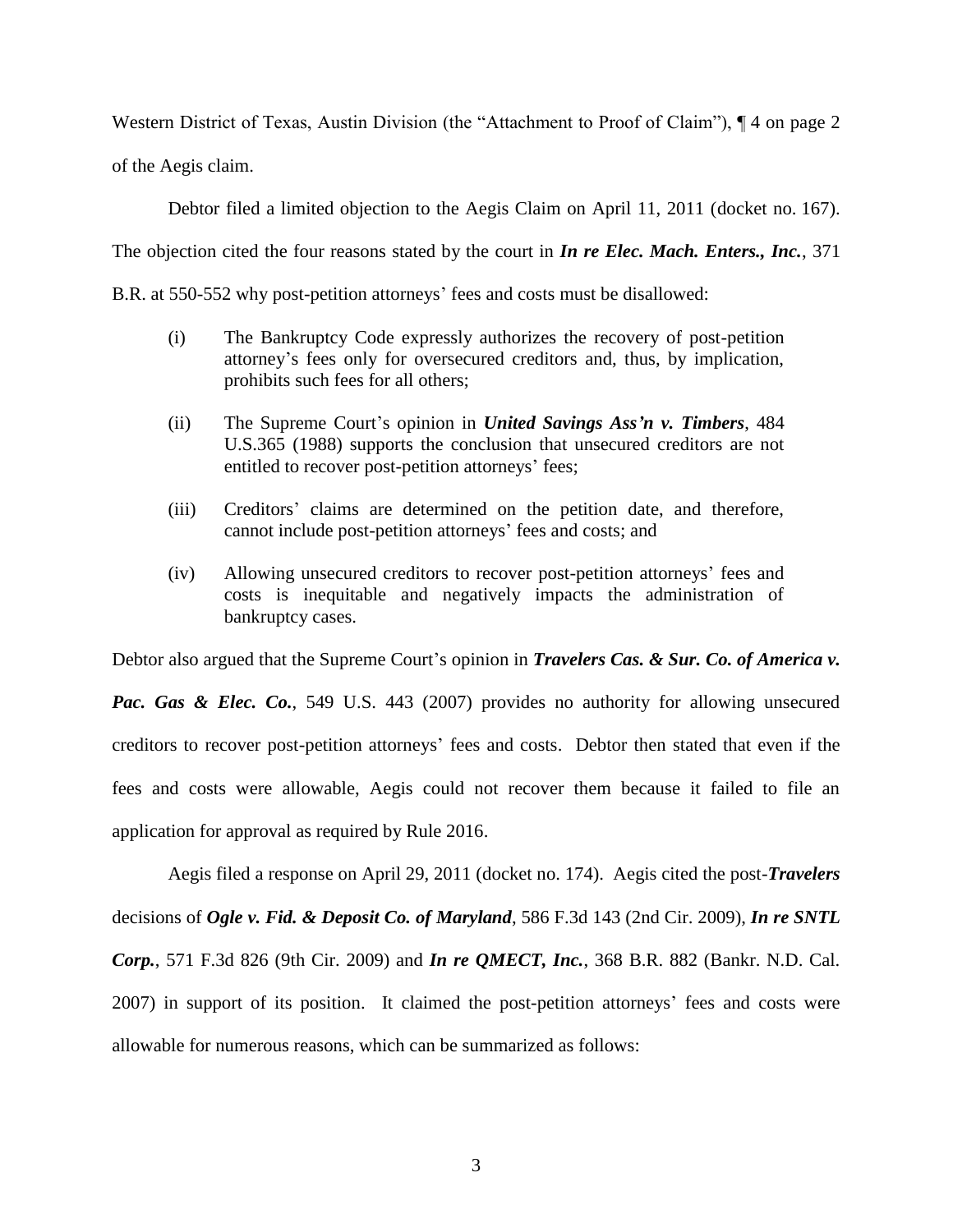Western District of Texas, Austin Division (the "Attachment to Proof of Claim"), ¶ 4 on page 2 of the Aegis claim.

Debtor filed a limited objection to the Aegis Claim on April 11, 2011 (docket no. 167). The objection cited the four reasons stated by the court in ***In re Elec. Mach. Enters., Inc.***, 371 B.R. at 550-552 why post-petition attorneys' fees and costs must be disallowed:

> (i) The Bankruptcy Code expressly authorizes the recovery of post-petition attorney's fees only for oversecured creditors and, thus, by implication, prohibits such fees for all others;
>
> (ii) The Supreme Court's opinion in ***United Savings Ass'n v. Timbers***, 484 U.S.365 (1988) supports the conclusion that unsecured creditors are not entitled to recover post-petition attorneys' fees;
>
> (iii) Creditors' claims are determined on the petition date, and therefore, cannot include post-petition attorneys' fees and costs; and
>
> (iv) Allowing unsecured creditors to recover post-petition attorneys' fees and costs is inequitable and negatively impacts the administration of bankruptcy cases.

Debtor also argued that the Supreme Court's opinion in ***Travelers Cas. & Sur. Co. of America v. Pac. Gas & Elec. Co.***, 549 U.S. 443 (2007) provides no authority for allowing unsecured creditors to recover post-petition attorneys' fees and costs. Debtor then stated that even if the fees and costs were allowable, Aegis could not recover them because it failed to file an application for approval as required by Rule 2016.

Aegis filed a response on April 29, 2011 (docket no. 174). Aegis cited the post-***Travelers*** decisions of ***Ogle v. Fid. & Deposit Co. of Maryland***, 586 F.3d 143 (2nd Cir. 2009), ***In re SNTL Corp.***, 571 F.3d 826 (9th Cir. 2009) and ***In re QMECT, Inc.***, 368 B.R. 882 (Bankr. N.D. Cal. 2007) in support of its position. It claimed the post-petition attorneys' fees and costs were allowable for numerous reasons, which can be summarized as follows: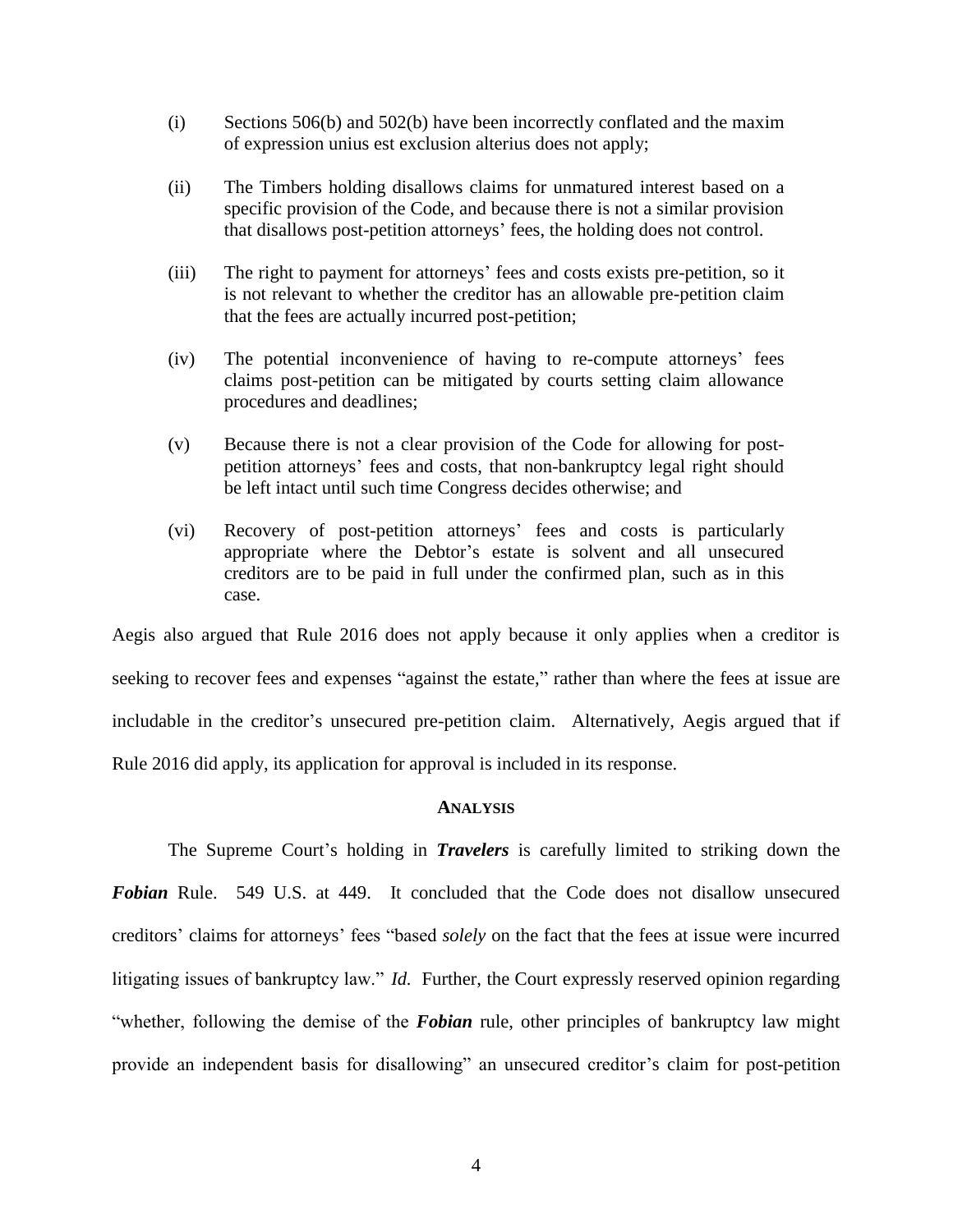(i) Sections 506(b) and 502(b) have been incorrectly conflated and the maxim of expression unius est exclusion alterius does not apply;

(ii) The Timbers holding disallows claims for unmatured interest based on a specific provision of the Code, and because there is not a similar provision that disallows post-petition attorneys' fees, the holding does not control.

(iii) The right to payment for attorneys' fees and costs exists pre-petition, so it is not relevant to whether the creditor has an allowable pre-petition claim that the fees are actually incurred post-petition;

(iv) The potential inconvenience of having to re-compute attorneys' fees claims post-petition can be mitigated by courts setting claim allowance procedures and deadlines;

(v) Because there is not a clear provision of the Code for allowing for post-petition attorneys' fees and costs, that non-bankruptcy legal right should be left intact until such time Congress decides otherwise; and

(vi) Recovery of post-petition attorneys' fees and costs is particularly appropriate where the Debtor's estate is solvent and all unsecured creditors are to be paid in full under the confirmed plan, such as in this case.

Aegis also argued that Rule 2016 does not apply because it only applies when a creditor is seeking to recover fees and expenses "against the estate," rather than where the fees at issue are includable in the creditor's unsecured pre-petition claim. Alternatively, Aegis argued that if Rule 2016 did apply, its application for approval is included in its response.

## ANALYSIS

The Supreme Court's holding in ***Travelers*** is carefully limited to striking down the ***Fobian*** Rule. 549 U.S. at 449. It concluded that the Code does not disallow unsecured creditors' claims for attorneys' fees "based *solely* on the fact that the fees at issue were incurred litigating issues of bankruptcy law." *Id.* Further, the Court expressly reserved opinion regarding "whether, following the demise of the ***Fobian*** rule, other principles of bankruptcy law might provide an independent basis for disallowing" an unsecured creditor's claim for post-petition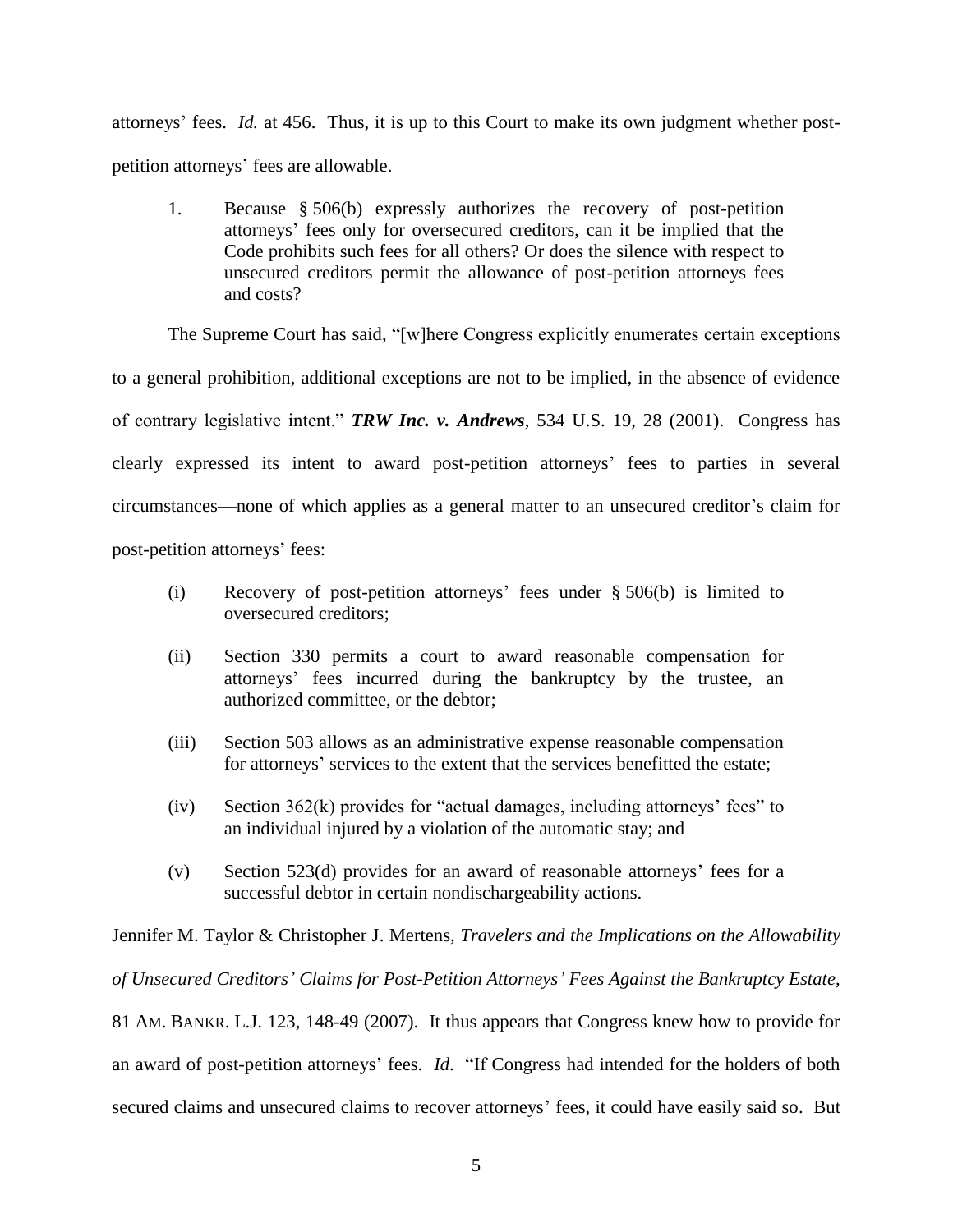attorneys' fees. *Id.* at 456. Thus, it is up to this Court to make its own judgment whether post-petition attorneys' fees are allowable.

> 1. Because § 506(b) expressly authorizes the recovery of post-petition attorneys' fees only for oversecured creditors, can it be implied that the Code prohibits such fees for all others? Or does the silence with respect to unsecured creditors permit the allowance of post-petition attorneys fees and costs?

The Supreme Court has said, "[w]here Congress explicitly enumerates certain exceptions to a general prohibition, additional exceptions are not to be implied, in the absence of evidence of contrary legislative intent." ***TRW Inc. v. Andrews***, 534 U.S. 19, 28 (2001). Congress has clearly expressed its intent to award post-petition attorneys' fees to parties in several circumstances—none of which applies as a general matter to an unsecured creditor's claim for post-petition attorneys' fees:

> (i) Recovery of post-petition attorneys' fees under § 506(b) is limited to oversecured creditors;
>
> (ii) Section 330 permits a court to award reasonable compensation for attorneys' fees incurred during the bankruptcy by the trustee, an authorized committee, or the debtor;
>
> (iii) Section 503 allows as an administrative expense reasonable compensation for attorneys' services to the extent that the services benefitted the estate;
>
> (iv) Section 362(k) provides for "actual damages, including attorneys' fees" to an individual injured by a violation of the automatic stay; and
>
> (v) Section 523(d) provides for an award of reasonable attorneys' fees for a successful debtor in certain nondischargeability actions.

Jennifer M. Taylor & Christopher J. Mertens, *Travelers and the Implications on the Allowability of Unsecured Creditors' Claims for Post-Petition Attorneys' Fees Against the Bankruptcy Estate*, 81 AM. BANKR. L.J. 123, 148-49 (2007). It thus appears that Congress knew how to provide for an award of post-petition attorneys' fees. *Id.* "If Congress had intended for the holders of both secured claims and unsecured claims to recover attorneys' fees, it could have easily said so. But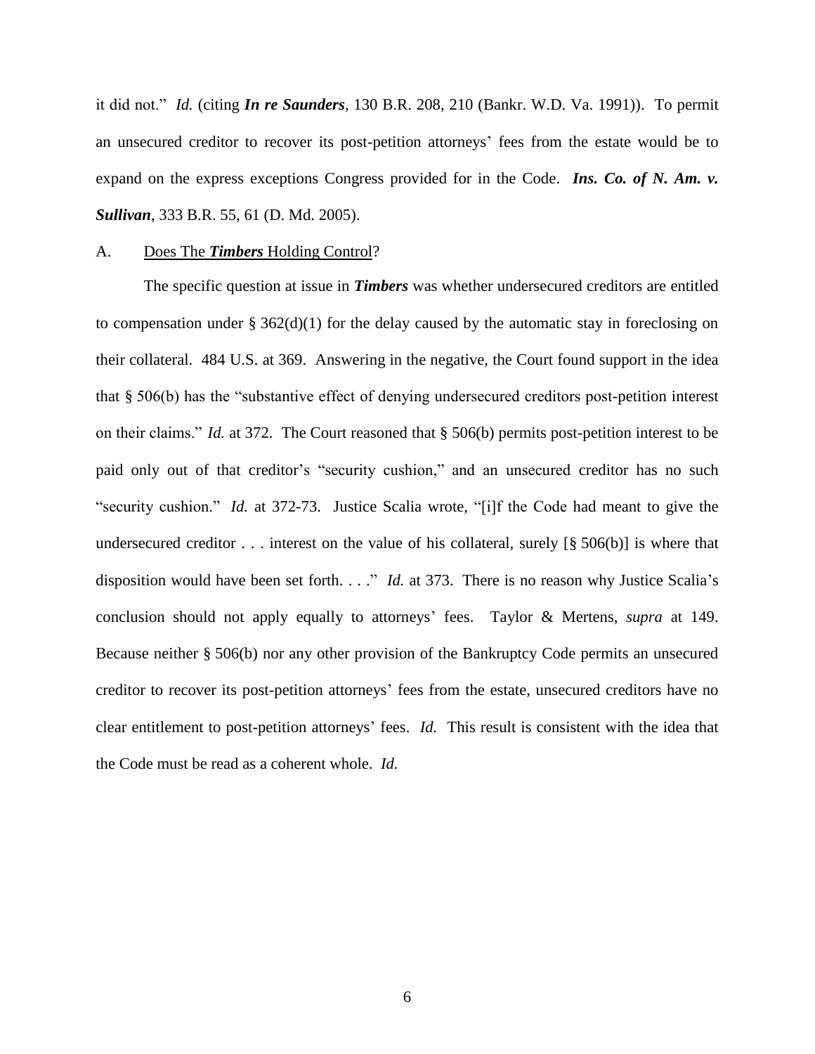it did not." *Id.* (citing ***In re Saunders***, 130 B.R. 208, 210 (Bankr. W.D. Va. 1991)). To permit an unsecured creditor to recover its post-petition attorneys' fees from the estate would be to expand on the express exceptions Congress provided for in the Code. ***Ins. Co. of N. Am. v. Sullivan***, 333 B.R. 55, 61 (D. Md. 2005).

A. Does The ***Timbers*** Holding Control?

The specific question at issue in ***Timbers*** was whether undersecured creditors are entitled to compensation under § 362(d)(1) for the delay caused by the automatic stay in foreclosing on their collateral. 484 U.S. at 369. Answering in the negative, the Court found support in the idea that § 506(b) has the "substantive effect of denying undersecured creditors post-petition interest on their claims." *Id.* at 372. The Court reasoned that § 506(b) permits post-petition interest to be paid only out of that creditor's "security cushion," and an unsecured creditor has no such "security cushion." *Id.* at 372-73. Justice Scalia wrote, "[i]f the Code had meant to give the undersecured creditor . . . interest on the value of his collateral, surely [§ 506(b)] is where that disposition would have been set forth. . . ." *Id.* at 373. There is no reason why Justice Scalia's conclusion should not apply equally to attorneys' fees. Taylor & Mertens, *supra* at 149. Because neither § 506(b) nor any other provision of the Bankruptcy Code permits an unsecured creditor to recover its post-petition attorneys' fees from the estate, unsecured creditors have no clear entitlement to post-petition attorneys' fees. *Id.* This result is consistent with the idea that the Code must be read as a coherent whole. *Id.*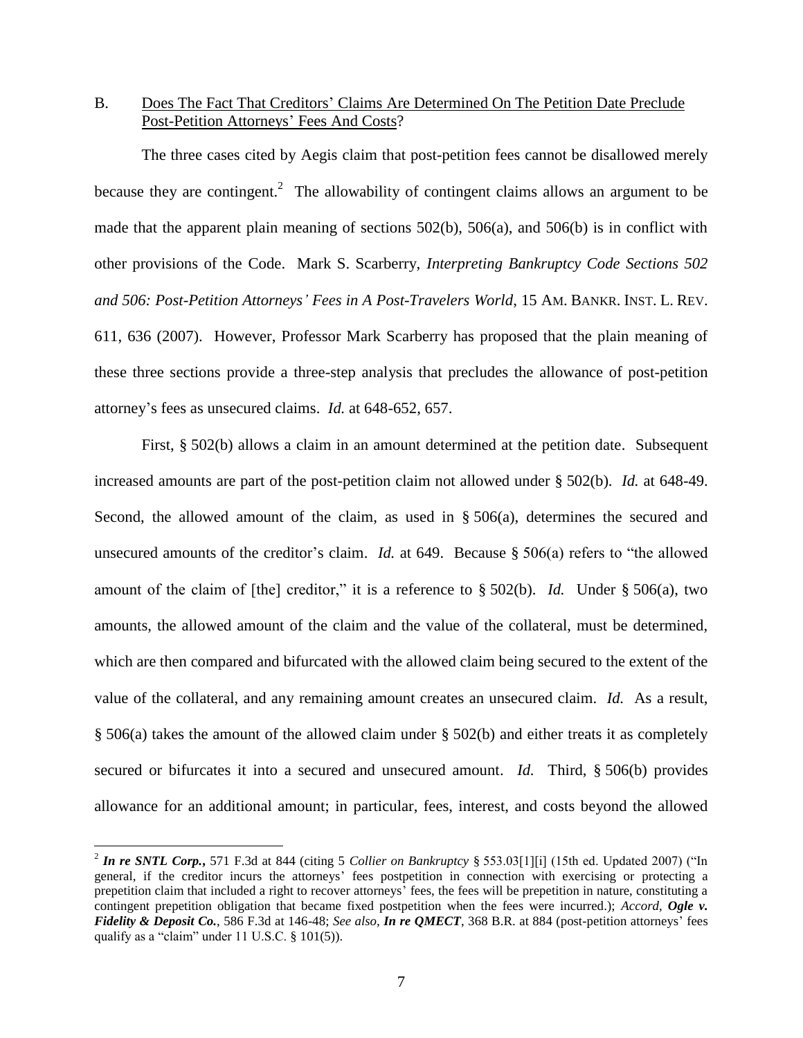B. <u>Does The Fact That Creditors' Claims Are Determined On The Petition Date Preclude Post-Petition Attorneys' Fees And Costs</u>?

The three cases cited by Aegis claim that post-petition fees cannot be disallowed merely because they are contingent.[2] The allowability of contingent claims allows an argument to be made that the apparent plain meaning of sections 502(b), 506(a), and 506(b) is in conflict with other provisions of the Code. Mark S. Scarberry, *Interpreting Bankruptcy Code Sections 502 and 506: Post-Petition Attorneys' Fees in A Post-Travelers World*, 15 AM. BANKR. INST. L. REV. 611, 636 (2007). However, Professor Mark Scarberry has proposed that the plain meaning of these three sections provide a three-step analysis that precludes the allowance of post-petition attorney's fees as unsecured claims. *Id.* at 648-652, 657.

First, § 502(b) allows a claim in an amount determined at the petition date. Subsequent increased amounts are part of the post-petition claim not allowed under § 502(b). *Id.* at 648-49. Second, the allowed amount of the claim, as used in § 506(a), determines the secured and unsecured amounts of the creditor's claim. *Id.* at 649. Because § 506(a) refers to "the allowed amount of the claim of [the] creditor," it is a reference to § 502(b). *Id.* Under § 506(a), two amounts, the allowed amount of the claim and the value of the collateral, must be determined, which are then compared and bifurcated with the allowed claim being secured to the extent of the value of the collateral, and any remaining amount creates an unsecured claim. *Id.* As a result, § 506(a) takes the amount of the allowed claim under § 502(b) and either treats it as completely secured or bifurcates it into a secured and unsecured amount. *Id.* Third, § 506(b) provides allowance for an additional amount; in particular, fees, interest, and costs beyond the allowed

---

[2] ***In re SNTL Corp.***, 571 F.3d at 844 (citing 5 *Collier on Bankruptcy* § 553.03[1][i] (15th ed. Updated 2007) ("In general, if the creditor incurs the attorneys' fees postpetition in connection with exercising or protecting a prepetition claim that included a right to recover attorneys' fees, the fees will be prepetition in nature, constituting a contingent prepetition obligation that became fixed postpetition when the fees were incurred.); *Accord*, ***Ogle v. Fidelity & Deposit Co.***, 586 F.3d at 146-48; *See also*, ***In re QMECT***, 368 B.R. at 884 (post-petition attorneys' fees qualify as a "claim" under 11 U.S.C. § 101(5)).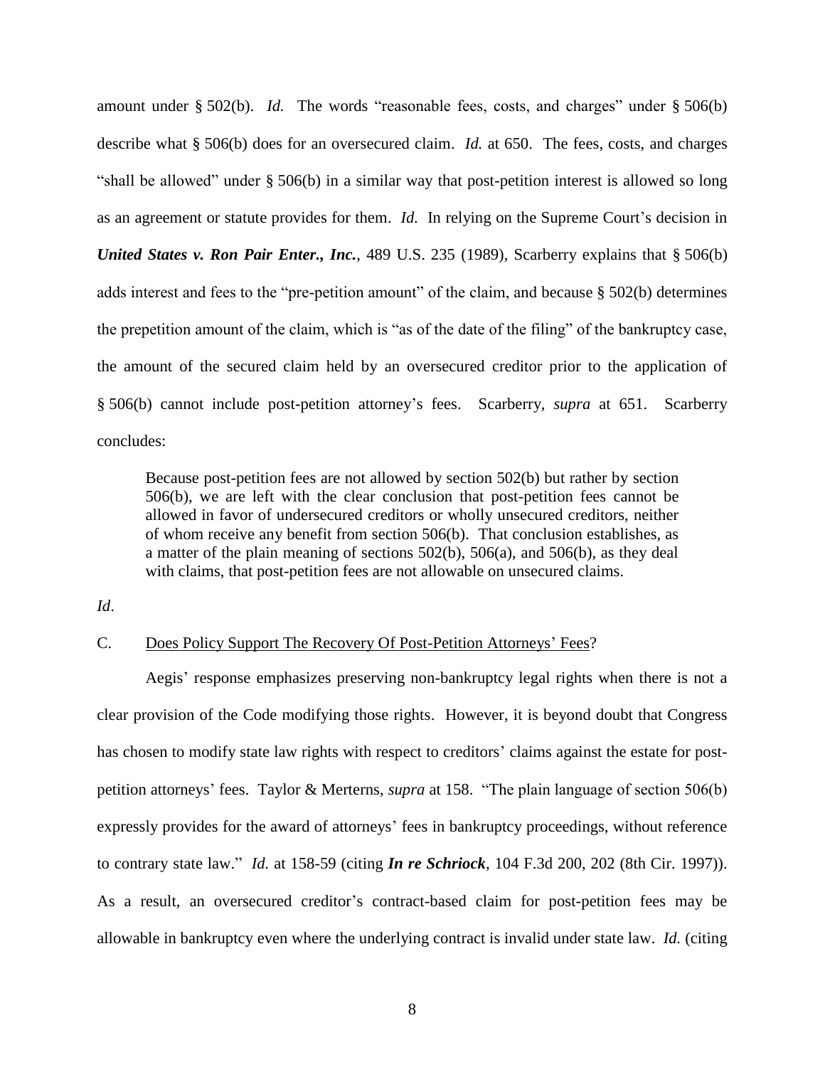amount under § 502(b). *Id.* The words "reasonable fees, costs, and charges" under § 506(b) describe what § 506(b) does for an oversecured claim. *Id.* at 650. The fees, costs, and charges "shall be allowed" under § 506(b) in a similar way that post-petition interest is allowed so long as an agreement or statute provides for them. *Id.* In relying on the Supreme Court's decision in ***United States v. Ron Pair Enter., Inc.***, 489 U.S. 235 (1989), Scarberry explains that § 506(b) adds interest and fees to the "pre-petition amount" of the claim, and because § 502(b) determines the prepetition amount of the claim, which is "as of the date of the filing" of the bankruptcy case, the amount of the secured claim held by an oversecured creditor prior to the application of § 506(b) cannot include post-petition attorney's fees. Scarberry, *supra* at 651. Scarberry concludes:

> Because post-petition fees are not allowed by section 502(b) but rather by section 506(b), we are left with the clear conclusion that post-petition fees cannot be allowed in favor of undersecured creditors or wholly unsecured creditors, neither of whom receive any benefit from section 506(b). That conclusion establishes, as a matter of the plain meaning of sections 502(b), 506(a), and 506(b), as they deal with claims, that post-petition fees are not allowable on unsecured claims.

*Id*.

C. Does Policy Support The Recovery Of Post-Petition Attorneys' Fees?

Aegis' response emphasizes preserving non-bankruptcy legal rights when there is not a clear provision of the Code modifying those rights. However, it is beyond doubt that Congress has chosen to modify state law rights with respect to creditors' claims against the estate for post-petition attorneys' fees. Taylor & Merterns, *supra* at 158. "The plain language of section 506(b) expressly provides for the award of attorneys' fees in bankruptcy proceedings, without reference to contrary state law." *Id.* at 158-59 (citing ***In re Schriock***, 104 F.3d 200, 202 (8th Cir. 1997)). As a result, an oversecured creditor's contract-based claim for post-petition fees may be allowable in bankruptcy even where the underlying contract is invalid under state law. *Id.* (citing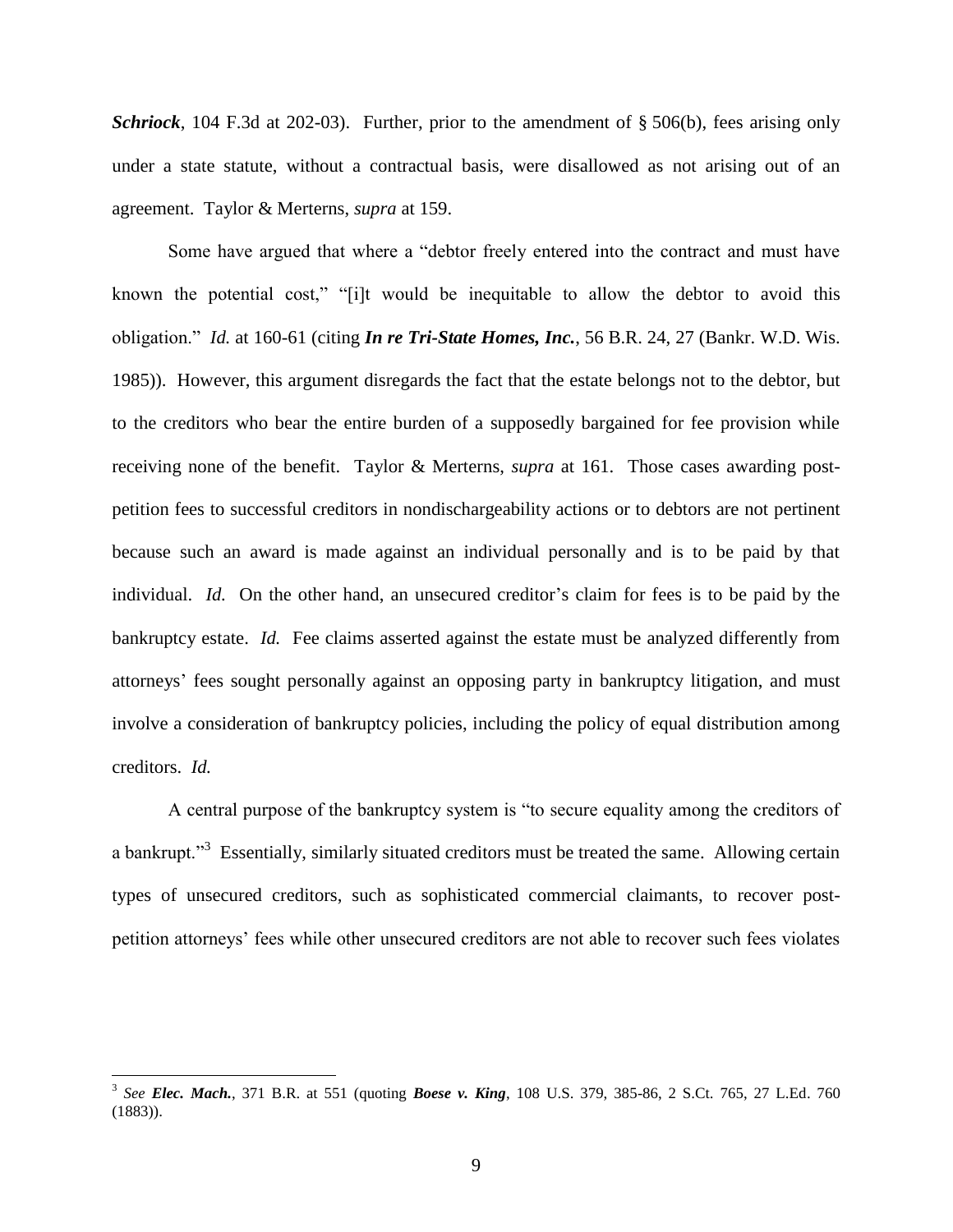***Schriock***, 104 F.3d at 202-03). Further, prior to the amendment of § 506(b), fees arising only under a state statute, without a contractual basis, were disallowed as not arising out of an agreement. Taylor & Merterns, *supra* at 159.

Some have argued that where a "debtor freely entered into the contract and must have known the potential cost," "[i]t would be inequitable to allow the debtor to avoid this obligation." *Id.* at 160-61 (citing ***In re Tri-State Homes, Inc.***, 56 B.R. 24, 27 (Bankr. W.D. Wis. 1985)). However, this argument disregards the fact that the estate belongs not to the debtor, but to the creditors who bear the entire burden of a supposedly bargained for fee provision while receiving none of the benefit. Taylor & Merterns, *supra* at 161. Those cases awarding post-petition fees to successful creditors in nondischargeability actions or to debtors are not pertinent because such an award is made against an individual personally and is to be paid by that individual. *Id.* On the other hand, an unsecured creditor's claim for fees is to be paid by the bankruptcy estate. *Id.* Fee claims asserted against the estate must be analyzed differently from attorneys' fees sought personally against an opposing party in bankruptcy litigation, and must involve a consideration of bankruptcy policies, including the policy of equal distribution among creditors. *Id.*

A central purpose of the bankruptcy system is "to secure equality among the creditors of a bankrupt."[3] Essentially, similarly situated creditors must be treated the same. Allowing certain types of unsecured creditors, such as sophisticated commercial claimants, to recover post-petition attorneys' fees while other unsecured creditors are not able to recover such fees violates

---

[3] *See* ***Elec. Mach.***, 371 B.R. at 551 (quoting ***Boese v. King***, 108 U.S. 379, 385-86, 2 S.Ct. 765, 27 L.Ed. 760 (1883)).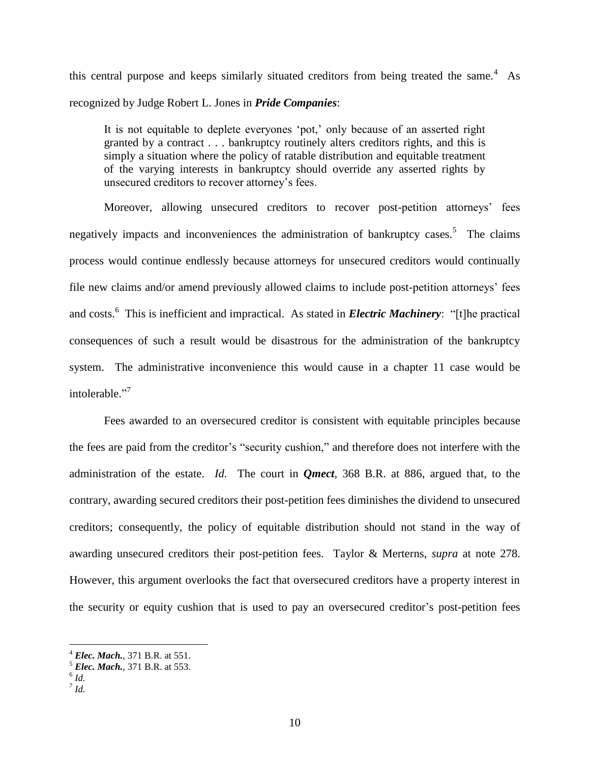this central purpose and keeps similarly situated creditors from being treated the same.[4] As recognized by Judge Robert L. Jones in ***Pride Companies***:

> It is not equitable to deplete everyones 'pot,' only because of an asserted right granted by a contract . . . bankruptcy routinely alters creditors rights, and this is simply a situation where the policy of ratable distribution and equitable treatment of the varying interests in bankruptcy should override any asserted rights by unsecured creditors to recover attorney's fees.

Moreover, allowing unsecured creditors to recover post-petition attorneys' fees negatively impacts and inconveniences the administration of bankruptcy cases.[5] The claims process would continue endlessly because attorneys for unsecured creditors would continually file new claims and/or amend previously allowed claims to include post-petition attorneys' fees and costs.[6] This is inefficient and impractical. As stated in ***Electric Machinery***: "[t]he practical consequences of such a result would be disastrous for the administration of the bankruptcy system. The administrative inconvenience this would cause in a chapter 11 case would be intolerable."[7]

Fees awarded to an oversecured creditor is consistent with equitable principles because the fees are paid from the creditor's "security cushion," and therefore does not interfere with the administration of the estate. *Id.* The court in ***Qmect***, 368 B.R. at 886, argued that, to the contrary, awarding secured creditors their post-petition fees diminishes the dividend to unsecured creditors; consequently, the policy of equitable distribution should not stand in the way of awarding unsecured creditors their post-petition fees. Taylor & Merterns, *supra* at note 278. However, this argument overlooks the fact that oversecured creditors have a property interest in the security or equity cushion that is used to pay an oversecured creditor's post-petition fees

---

[4] ***Elec. Mach.***, 371 B.R. at 551.

[5] ***Elec. Mach.***, 371 B.R. at 553.

[6] *Id.*

[7] *Id.*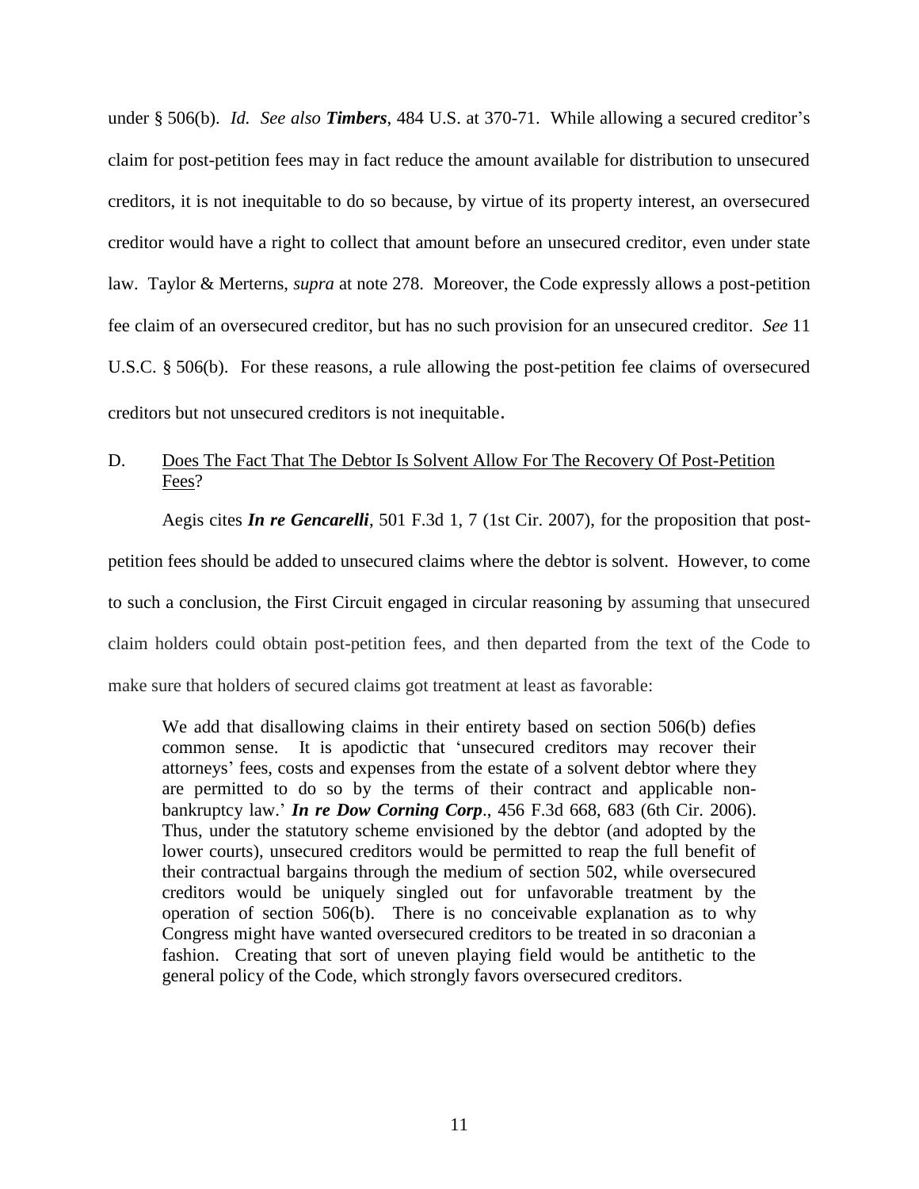under § 506(b). *Id. See also* ***Timbers***, 484 U.S. at 370-71. While allowing a secured creditor's claim for post-petition fees may in fact reduce the amount available for distribution to unsecured creditors, it is not inequitable to do so because, by virtue of its property interest, an oversecured creditor would have a right to collect that amount before an unsecured creditor, even under state law. Taylor & Merterns, *supra* at note 278. Moreover, the Code expressly allows a post-petition fee claim of an oversecured creditor, but has no such provision for an unsecured creditor. *See* 11 U.S.C. § 506(b). For these reasons, a rule allowing the post-petition fee claims of oversecured creditors but not unsecured creditors is not inequitable.

D. <u>Does The Fact That The Debtor Is Solvent Allow For The Recovery Of Post-Petition Fees</u>?

Aegis cites ***In re Gencarelli***, 501 F.3d 1, 7 (1st Cir. 2007), for the proposition that post-petition fees should be added to unsecured claims where the debtor is solvent. However, to come to such a conclusion, the First Circuit engaged in circular reasoning by assuming that unsecured claim holders could obtain post-petition fees, and then departed from the text of the Code to make sure that holders of secured claims got treatment at least as favorable:

> We add that disallowing claims in their entirety based on section 506(b) defies common sense. It is apodictic that 'unsecured creditors may recover their attorneys' fees, costs and expenses from the estate of a solvent debtor where they are permitted to do so by the terms of their contract and applicable non-bankruptcy law.' ***In re Dow Corning Corp***., 456 F.3d 668, 683 (6th Cir. 2006). Thus, under the statutory scheme envisioned by the debtor (and adopted by the lower courts), unsecured creditors would be permitted to reap the full benefit of their contractual bargains through the medium of section 502, while oversecured creditors would be uniquely singled out for unfavorable treatment by the operation of section 506(b). There is no conceivable explanation as to why Congress might have wanted oversecured creditors to be treated in so draconian a fashion. Creating that sort of uneven playing field would be antithetic to the general policy of the Code, which strongly favors oversecured creditors.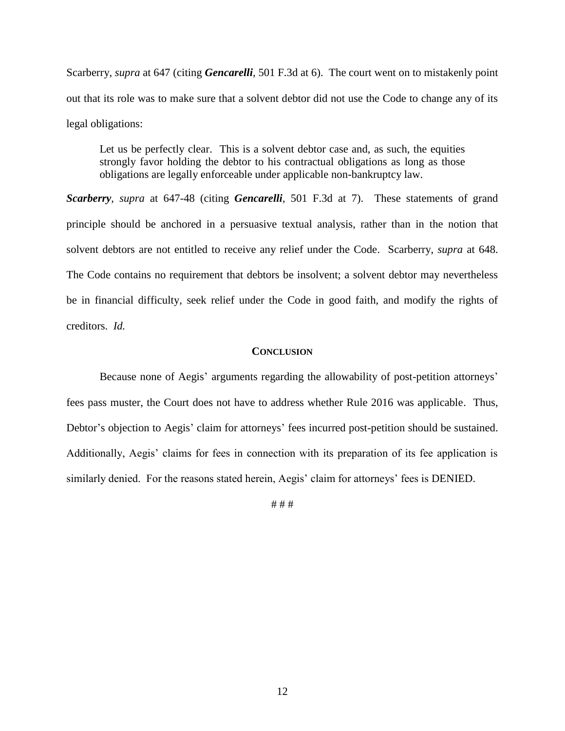Scarberry, *supra* at 647 (citing ***Gencarelli***, 501 F.3d at 6). The court went on to mistakenly point out that its role was to make sure that a solvent debtor did not use the Code to change any of its legal obligations:

> Let us be perfectly clear. This is a solvent debtor case and, as such, the equities strongly favor holding the debtor to his contractual obligations as long as those obligations are legally enforceable under applicable non-bankruptcy law.

***Scarberry***, *supra* at 647-48 (citing ***Gencarelli***, 501 F.3d at 7). These statements of grand principle should be anchored in a persuasive textual analysis, rather than in the notion that solvent debtors are not entitled to receive any relief under the Code. Scarberry, *supra* at 648. The Code contains no requirement that debtors be insolvent; a solvent debtor may nevertheless be in financial difficulty, seek relief under the Code in good faith, and modify the rights of creditors. *Id.*

## CONCLUSION

Because none of Aegis' arguments regarding the allowability of post-petition attorneys' fees pass muster, the Court does not have to address whether Rule 2016 was applicable. Thus, Debtor's objection to Aegis' claim for attorneys' fees incurred post-petition should be sustained. Additionally, Aegis' claims for fees in connection with its preparation of its fee application is similarly denied. For the reasons stated herein, Aegis' claim for attorneys' fees is DENIED.

# # #